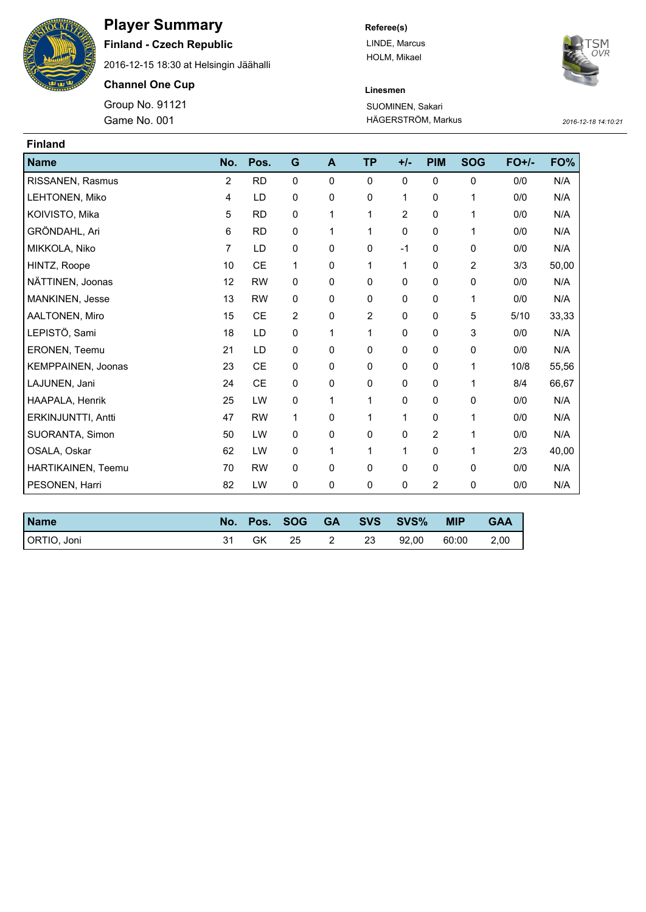# Player Summary

**Finland - Czech Republic**

2016-12-15 18:30 at Helsingin Jäähalli

**Channel One Cup**

Group No. 91121

Game No. 001

**Referee(s)**

LINDE, Marcus

HOLM, Mikael

**Linesmen**

SUOMINEN, Sakari

HÄGERSTRÖM, Markus

*2016-12-18 14:10:21*

## Finland

| Name | No. | Pos. | G | A | TP | +/- | PIM | SOG | FO+/- | FO% |
|---|---|---|---|---|---|---|---|---|---|---|
| RISSANEN, Rasmus | 2 | RD | 0 | 0 | 0 | 0 | 0 | 0 | 0/0 | N/A |
| LEHTONEN, Miko | 4 | LD | 0 | 0 | 0 | 1 | 0 | 1 | 0/0 | N/A |
| KOIVISTO, Mika | 5 | RD | 0 | 1 | 1 | 2 | 0 | 1 | 0/0 | N/A |
| GRÖNDAHL, Ari | 6 | RD | 0 | 1 | 1 | 0 | 0 | 1 | 0/0 | N/A |
| MIKKOLA, Niko | 7 | LD | 0 | 0 | 0 | -1 | 0 | 0 | 0/0 | N/A |
| HINTZ, Roope | 10 | CE | 1 | 0 | 1 | 1 | 0 | 2 | 3/3 | 50,00 |
| NÄTTINEN, Joonas | 12 | RW | 0 | 0 | 0 | 0 | 0 | 0 | 0/0 | N/A |
| MANKINEN, Jesse | 13 | RW | 0 | 0 | 0 | 0 | 0 | 1 | 0/0 | N/A |
| AALTONEN, Miro | 15 | CE | 2 | 0 | 2 | 0 | 0 | 5 | 5/10 | 33,33 |
| LEPISTÖ, Sami | 18 | LD | 0 | 1 | 1 | 0 | 0 | 3 | 0/0 | N/A |
| ERONEN, Teemu | 21 | LD | 0 | 0 | 0 | 0 | 0 | 0 | 0/0 | N/A |
| KEMPPAINEN, Joonas | 23 | CE | 0 | 0 | 0 | 0 | 0 | 1 | 10/8 | 55,56 |
| LAJUNEN, Jani | 24 | CE | 0 | 0 | 0 | 0 | 0 | 1 | 8/4 | 66,67 |
| HAAPALA, Henrik | 25 | LW | 0 | 1 | 1 | 0 | 0 | 0 | 0/0 | N/A |
| ERKINJUNTTI, Antti | 47 | RW | 1 | 0 | 1 | 1 | 0 | 1 | 0/0 | N/A |
| SUORANTA, Simon | 50 | LW | 0 | 0 | 0 | 0 | 2 | 1 | 0/0 | N/A |
| OSALA, Oskar | 62 | LW | 0 | 1 | 1 | 1 | 0 | 1 | 2/3 | 40,00 |
| HARTIKAINEN, Teemu | 70 | RW | 0 | 0 | 0 | 0 | 0 | 0 | 0/0 | N/A |
| PESONEN, Harri | 82 | LW | 0 | 0 | 0 | 0 | 2 | 0 | 0/0 | N/A |

| Name | No. | Pos. | SOG | GA | SVS | SVS% | MIP | GAA |
|---|---|---|---|---|---|---|---|---|
| ORTIO, Joni | 31 | GK | 25 | 2 | 23 | 92,00 | 60:00 | 2,00 |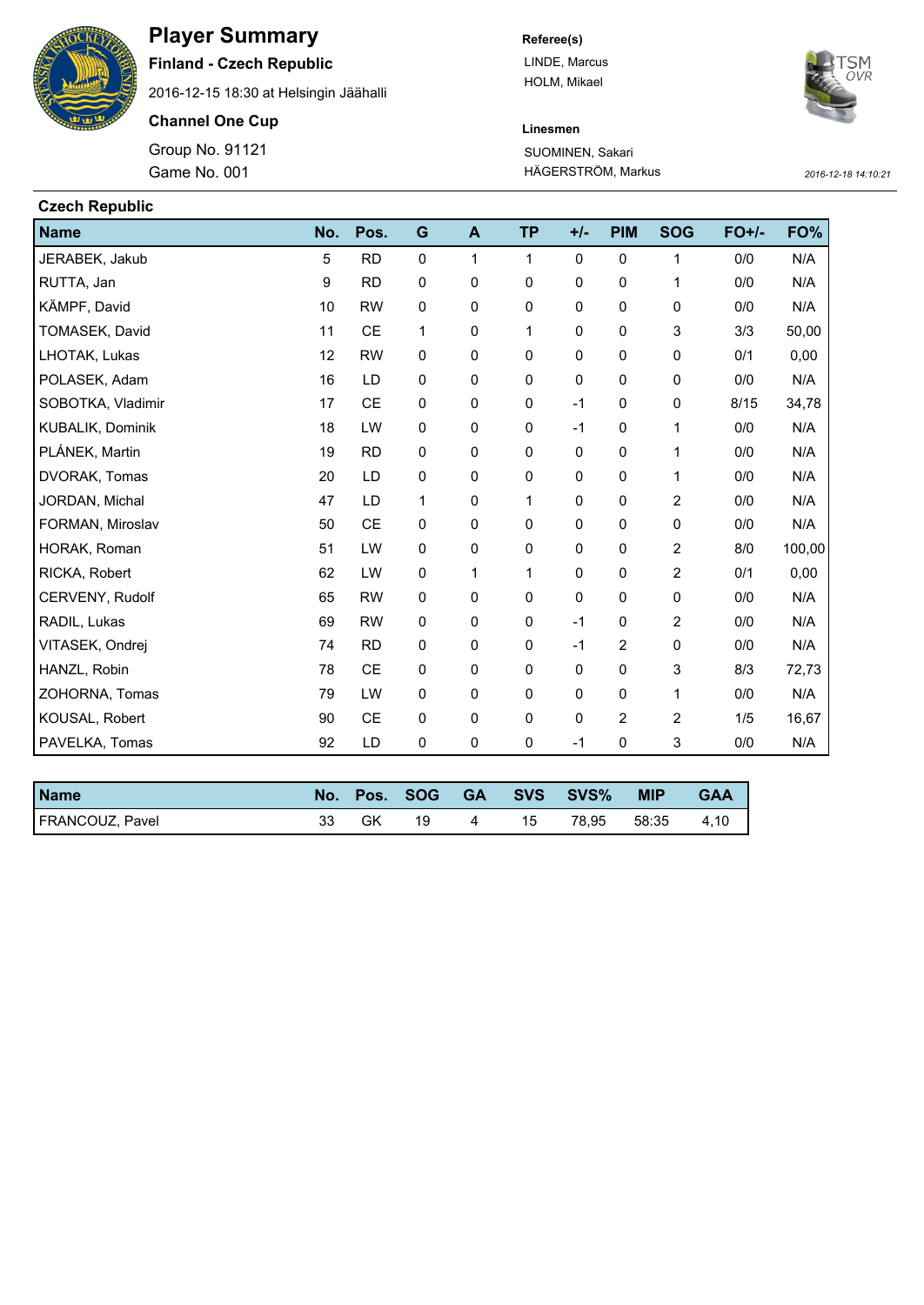# Player Summary

## Finland - Czech Republic

2016-12-15 18:30 at Helsingin Jäähalli

**Channel One Cup**

Group No. 91121

Game No. 001

**Referee(s)**

LINDE, Marcus

HOLM, Mikael

**Linesmen**

SUOMINEN, Sakari

HÄGERSTRÖM, Markus

*2016-12-18 14:10:21*

### Czech Republic

| Name | No. | Pos. | G | A | TP | +/- | PIM | SOG | FO+/- | FO% |
|---|---|---|---|---|---|---|---|---|---|---|
| JERABEK, Jakub | 5 | RD | 0 | 1 | 1 | 0 | 0 | 1 | 0/0 | N/A |
| RUTTA, Jan | 9 | RD | 0 | 0 | 0 | 0 | 0 | 1 | 0/0 | N/A |
| KÄMPF, David | 10 | RW | 0 | 0 | 0 | 0 | 0 | 0 | 0/0 | N/A |
| TOMASEK, David | 11 | CE | 1 | 0 | 1 | 0 | 0 | 3 | 3/3 | 50,00 |
| LHOTAK, Lukas | 12 | RW | 0 | 0 | 0 | 0 | 0 | 0 | 0/1 | 0,00 |
| POLASEK, Adam | 16 | LD | 0 | 0 | 0 | 0 | 0 | 0 | 0/0 | N/A |
| SOBOTKA, Vladimir | 17 | CE | 0 | 0 | 0 | -1 | 0 | 0 | 8/15 | 34,78 |
| KUBALIK, Dominik | 18 | LW | 0 | 0 | 0 | -1 | 0 | 1 | 0/0 | N/A |
| PLÁNEK, Martin | 19 | RD | 0 | 0 | 0 | 0 | 0 | 1 | 0/0 | N/A |
| DVORAK, Tomas | 20 | LD | 0 | 0 | 0 | 0 | 0 | 1 | 0/0 | N/A |
| JORDAN, Michal | 47 | LD | 1 | 0 | 1 | 0 | 0 | 2 | 0/0 | N/A |
| FORMAN, Miroslav | 50 | CE | 0 | 0 | 0 | 0 | 0 | 0 | 0/0 | N/A |
| HORAK, Roman | 51 | LW | 0 | 0 | 0 | 0 | 0 | 2 | 8/0 | 100,00 |
| RICKA, Robert | 62 | LW | 0 | 1 | 1 | 0 | 0 | 2 | 0/1 | 0,00 |
| CERVENY, Rudolf | 65 | RW | 0 | 0 | 0 | 0 | 0 | 0 | 0/0 | N/A |
| RADIL, Lukas | 69 | RW | 0 | 0 | 0 | -1 | 0 | 2 | 0/0 | N/A |
| VITASEK, Ondrej | 74 | RD | 0 | 0 | 0 | -1 | 2 | 0 | 0/0 | N/A |
| HANZL, Robin | 78 | CE | 0 | 0 | 0 | 0 | 0 | 3 | 8/3 | 72,73 |
| ZOHORNA, Tomas | 79 | LW | 0 | 0 | 0 | 0 | 0 | 1 | 0/0 | N/A |
| KOUSAL, Robert | 90 | CE | 0 | 0 | 0 | 0 | 2 | 2 | 1/5 | 16,67 |
| PAVELKA, Tomas | 92 | LD | 0 | 0 | 0 | -1 | 0 | 3 | 0/0 | N/A |

| Name | No. | Pos. | SOG | GA | SVS | SVS% | MIP | GAA |
|---|---|---|---|---|---|---|---|---|
| FRANCOUZ, Pavel | 33 | GK | 19 | 4 | 15 | 78,95 | 58:35 | 4,10 |